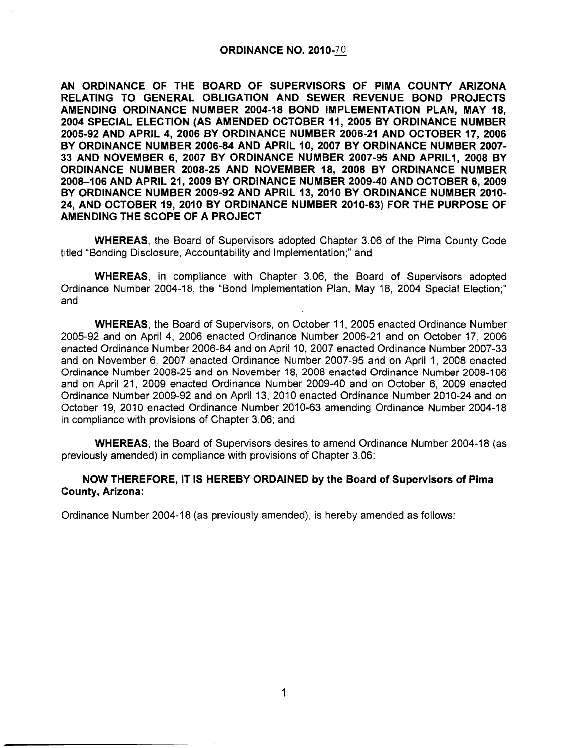# ORDINANCE NO. 2010-70

**AN ORDINANCE OF THE BOARD OF SUPERVISORS OF PIMA COUNTY ARIZONA RELATING TO GENERAL OBLIGATION AND SEWER REVENUE BOND PROJECTS AMENDING ORDINANCE NUMBER 2004-18 BOND IMPLEMENTATION PLAN, MAY 18, 2004 SPECIAL ELECTION (AS AMENDED OCTOBER 11, 2005 BY ORDINANCE NUMBER 2005-92 AND APRIL 4, 2006 BY ORDINANCE NUMBER 2006-21 AND OCTOBER 17, 2006 BY ORDINANCE NUMBER 2006-84 AND APRIL 10, 2007 BY ORDINANCE NUMBER 2007-33 AND NOVEMBER 6, 2007 BY ORDINANCE NUMBER 2007-95 AND APRIL1, 2008 BY ORDINANCE NUMBER 2008-25 AND NOVEMBER 18, 2008 BY ORDINANCE NUMBER 2008–106 AND APRIL 21, 2009 BY ORDINANCE NUMBER 2009-40 AND OCTOBER 6, 2009 BY ORDINANCE NUMBER 2009-92 AND APRIL 13, 2010 BY ORDINANCE NUMBER 2010-24, AND OCTOBER 19, 2010 BY ORDINANCE NUMBER 2010-63) FOR THE PURPOSE OF AMENDING THE SCOPE OF A PROJECT**

**WHEREAS**, the Board of Supervisors adopted Chapter 3.06 of the Pima County Code titled "Bonding Disclosure, Accountability and Implementation;" and

**WHEREAS**, in compliance with Chapter 3.06, the Board of Supervisors adopted Ordinance Number 2004-18, the "Bond Implementation Plan, May 18, 2004 Special Election;" and

**WHEREAS**, the Board of Supervisors, on October 11, 2005 enacted Ordinance Number 2005-92 and on April 4, 2006 enacted Ordinance Number 2006-21 and on October 17, 2006 enacted Ordinance Number 2006-84 and on April 10, 2007 enacted Ordinance Number 2007-33 and on November 6, 2007 enacted Ordinance Number 2007-95 and on April 1, 2008 enacted Ordinance Number 2008-25 and on November 18, 2008 enacted Ordinance Number 2008-106 and on April 21, 2009 enacted Ordinance Number 2009-40 and on October 6, 2009 enacted Ordinance Number 2009-92 and on April 13, 2010 enacted Ordinance Number 2010-24 and on October 19, 2010 enacted Ordinance Number 2010-63 amending Ordinance Number 2004-18 in compliance with provisions of Chapter 3.06; and

**WHEREAS**, the Board of Supervisors desires to amend Ordinance Number 2004-18 (as previously amended) in compliance with provisions of Chapter 3.06:

**NOW THEREFORE, IT IS HEREBY ORDAINED by the Board of Supervisors of Pima County, Arizona:**

Ordinance Number 2004-18 (as previously amended), is hereby amended as follows: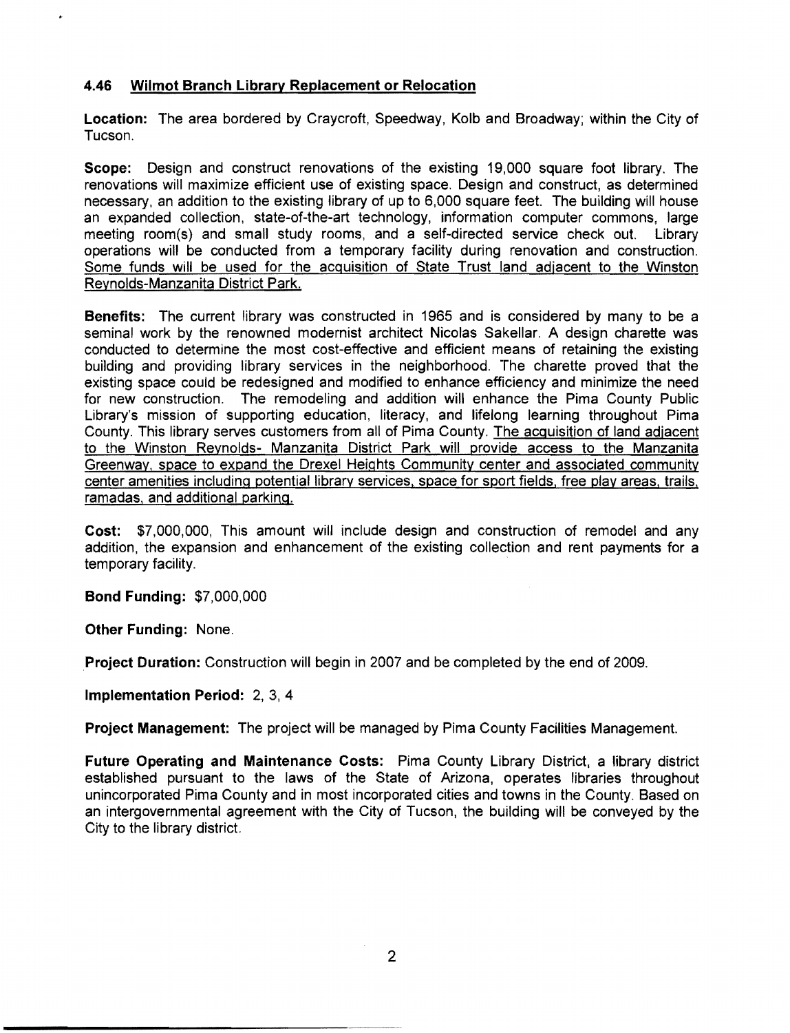## 4.46 Wilmot Branch Library Replacement or Relocation

**Location:** The area bordered by Craycroft, Speedway, Kolb and Broadway; within the City of Tucson.

**Scope:** Design and construct renovations of the existing 19,000 square foot library. The renovations will maximize efficient use of existing space. Design and construct, as determined necessary, an addition to the existing library of up to 6,000 square feet. The building will house an expanded collection, state-of-the-art technology, information computer commons, large meeting room(s) and small study rooms, and a self-directed service check out. Library operations will be conducted from a temporary facility during renovation and construction. <u>Some funds will be used for the acquisition of State Trust land adjacent to the Winston Reynolds-Manzanita District Park.</u>

**Benefits:** The current library was constructed in 1965 and is considered by many to be a seminal work by the renowned modernist architect Nicolas Sakellar. A design charette was conducted to determine the most cost-effective and efficient means of retaining the existing building and providing library services in the neighborhood. The charette proved that the existing space could be redesigned and modified to enhance efficiency and minimize the need for new construction. The remodeling and addition will enhance the Pima County Public Library's mission of supporting education, literacy, and lifelong learning throughout Pima County. This library serves customers from all of Pima County. <u>The acquisition of land adjacent to the Winston Reynolds- Manzanita District Park will provide access to the Manzanita Greenway, space to expand the Drexel Heights Community center and associated community center amenities including potential library services, space for sport fields, free play areas, trails, ramadas, and additional parking.</u>

**Cost:** $7,000,000, This amount will include design and construction of remodel and any addition, the expansion and enhancement of the existing collection and rent payments for a temporary facility.

**Bond Funding:** $7,000,000

**Other Funding:** None.

**Project Duration:** Construction will begin in 2007 and be completed by the end of 2009.

**Implementation Period:** 2, 3, 4

**Project Management:** The project will be managed by Pima County Facilities Management.

**Future Operating and Maintenance Costs:** Pima County Library District, a library district established pursuant to the laws of the State of Arizona, operates libraries throughout unincorporated Pima County and in most incorporated cities and towns in the County. Based on an intergovernmental agreement with the City of Tucson, the building will be conveyed by the City to the library district.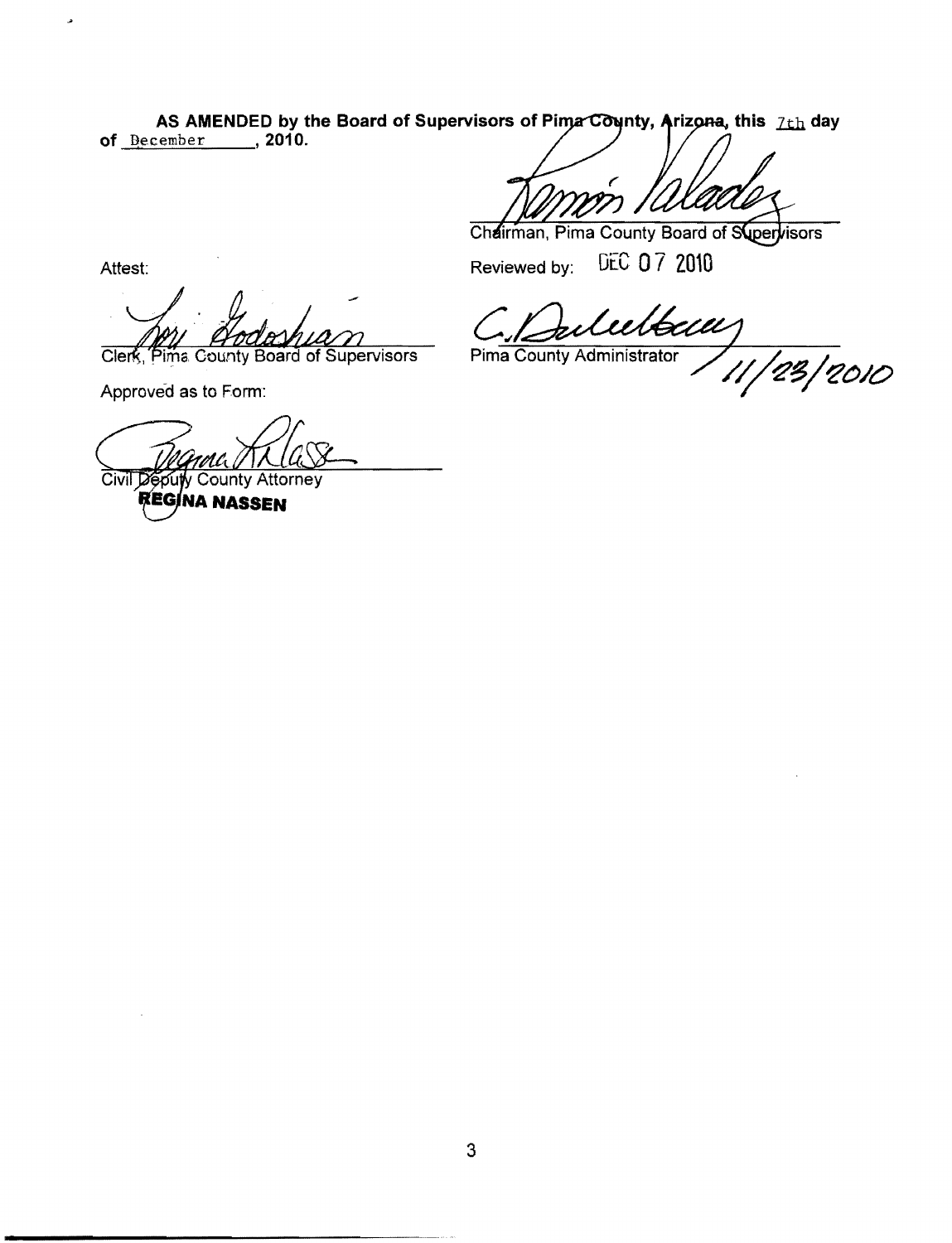**AS AMENDED by the Board of Supervisors of Pima County, Arizona, this 7th day of December, 2010.**

Chairman, Pima County Board of Supervisors

Attest:

Clerk, Pima County Board of Supervisors

Reviewed by: DEC 07 2010

Pima County Administrator 11/23/2010

Approved as to Form:

Civil Deputy County Attorney
**REGINA NASSEN**